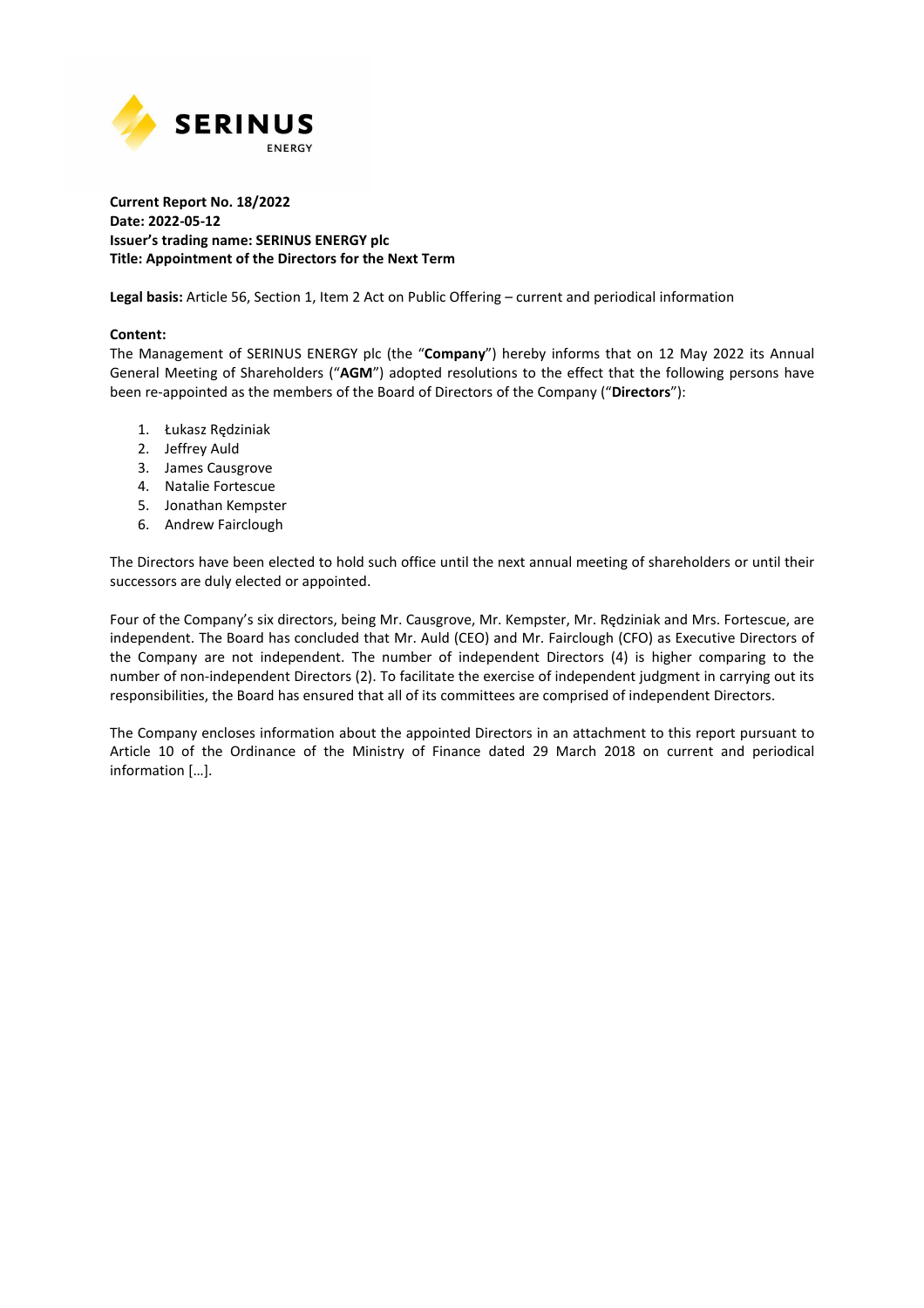**Current Report No. 18/2022**
**Date: 2022-05-12**
**Issuer's trading name: SERINUS ENERGY plc**
**Title: Appointment of the Directors for the Next Term**

**Legal basis:** Article 56, Section 1, Item 2 Act on Public Offering – current and periodical information

**Content:**
The Management of SERINUS ENERGY plc (the "**Company**") hereby informs that on 12 May 2022 its Annual General Meeting of Shareholders ("**AGM**") adopted resolutions to the effect that the following persons have been re-appointed as the members of the Board of Directors of the Company ("**Directors**"):

1. Łukasz Rędziniak
2. Jeffrey Auld
3. James Causgrove
4. Natalie Fortescue
5. Jonathan Kempster
6. Andrew Fairclough

The Directors have been elected to hold such office until the next annual meeting of shareholders or until their successors are duly elected or appointed.

Four of the Company's six directors, being Mr. Causgrove, Mr. Kempster, Mr. Rędziniak and Mrs. Fortescue, are independent. The Board has concluded that Mr. Auld (CEO) and Mr. Fairclough (CFO) as Executive Directors of the Company are not independent. The number of independent Directors (4) is higher comparing to the number of non-independent Directors (2). To facilitate the exercise of independent judgment in carrying out its responsibilities, the Board has ensured that all of its committees are comprised of independent Directors.

The Company encloses information about the appointed Directors in an attachment to this report pursuant to Article 10 of the Ordinance of the Ministry of Finance dated 29 March 2018 on current and periodical information […].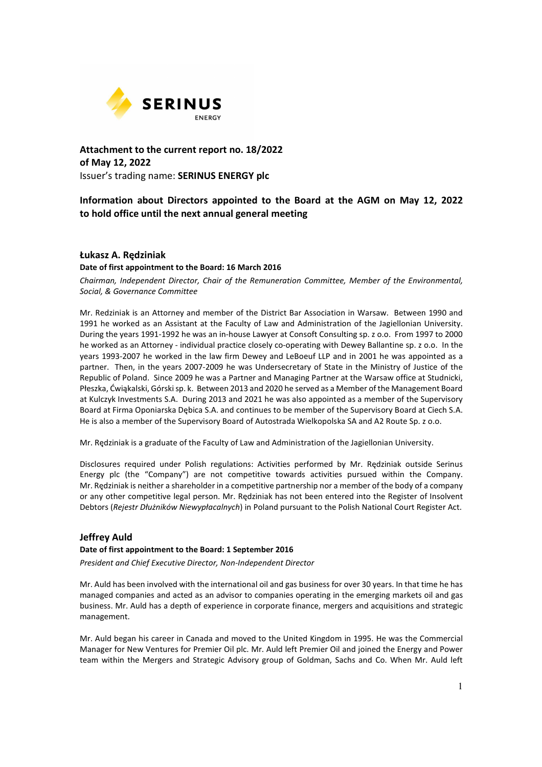**Attachment to the current report no. 18/2022**
**of May 12, 2022**
Issuer's trading name: **SERINUS ENERGY plc**

**Information about Directors appointed to the Board at the AGM on May 12, 2022 to hold office until the next annual general meeting**

## Łukasz A. Rędziniak

**Date of first appointment to the Board: 16 March 2016**

*Chairman, Independent Director, Chair of the Remuneration Committee, Member of the Environmental, Social, & Governance Committee*

Mr. Redziniak is an Attorney and member of the District Bar Association in Warsaw. Between 1990 and 1991 he worked as an Assistant at the Faculty of Law and Administration of the Jagiellonian University. During the years 1991-1992 he was an in-house Lawyer at Consoft Consulting sp. z o.o. From 1997 to 2000 he worked as an Attorney - individual practice closely co-operating with Dewey Ballantine sp. z o.o. In the years 1993-2007 he worked in the law firm Dewey and LeBoeuf LLP and in 2001 he was appointed as a partner. Then, in the years 2007-2009 he was Undersecretary of State in the Ministry of Justice of the Republic of Poland. Since 2009 he was a Partner and Managing Partner at the Warsaw office at Studnicki, Płeszka, Ćwiąkalski, Górski sp. k. Between 2013 and 2020 he served as a Member of the Management Board at Kulczyk Investments S.A. During 2013 and 2021 he was also appointed as a member of the Supervisory Board at Firma Oponiarska Dębica S.A. and continues to be member of the Supervisory Board at Ciech S.A. He is also a member of the Supervisory Board of Autostrada Wielkopolska SA and A2 Route Sp. z o.o.

Mr. Rędziniak is a graduate of the Faculty of Law and Administration of the Jagiellonian University.

Disclosures required under Polish regulations: Activities performed by Mr. Rędziniak outside Serinus Energy plc (the "Company") are not competitive towards activities pursued within the Company. Mr. Rędziniak is neither a shareholder in a competitive partnership nor a member of the body of a company or any other competitive legal person. Mr. Rędziniak has not been entered into the Register of Insolvent Debtors (*Rejestr Dłużników Niewypłacalnych*) in Poland pursuant to the Polish National Court Register Act.

## Jeffrey Auld

**Date of first appointment to the Board: 1 September 2016**

*President and Chief Executive Director, Non-Independent Director*

Mr. Auld has been involved with the international oil and gas business for over 30 years. In that time he has managed companies and acted as an advisor to companies operating in the emerging markets oil and gas business. Mr. Auld has a depth of experience in corporate finance, mergers and acquisitions and strategic management.

Mr. Auld began his career in Canada and moved to the United Kingdom in 1995. He was the Commercial Manager for New Ventures for Premier Oil plc. Mr. Auld left Premier Oil and joined the Energy and Power team within the Mergers and Strategic Advisory group of Goldman, Sachs and Co. When Mr. Auld left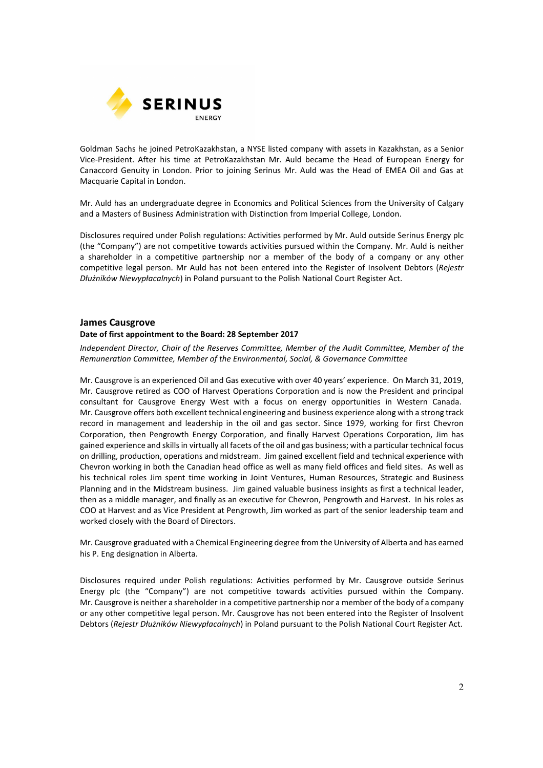Goldman Sachs he joined PetroKazakhstan, a NYSE listed company with assets in Kazakhstan, as a Senior Vice-President. After his time at PetroKazakhstan Mr. Auld became the Head of European Energy for Canaccord Genuity in London. Prior to joining Serinus Mr. Auld was the Head of EMEA Oil and Gas at Macquarie Capital in London.

Mr. Auld has an undergraduate degree in Economics and Political Sciences from the University of Calgary and a Masters of Business Administration with Distinction from Imperial College, London.

Disclosures required under Polish regulations: Activities performed by Mr. Auld outside Serinus Energy plc (the "Company") are not competitive towards activities pursued within the Company. Mr. Auld is neither a shareholder in a competitive partnership nor a member of the body of a company or any other competitive legal person. Mr Auld has not been entered into the Register of Insolvent Debtors (*Rejestr Dłużników Niewypłacalnych*) in Poland pursuant to the Polish National Court Register Act.

## James Causgrove

**Date of first appointment to the Board: 28 September 2017**

*Independent Director, Chair of the Reserves Committee, Member of the Audit Committee, Member of the Remuneration Committee, Member of the Environmental, Social, & Governance Committee*

Mr. Causgrove is an experienced Oil and Gas executive with over 40 years' experience. On March 31, 2019, Mr. Causgrove retired as COO of Harvest Operations Corporation and is now the President and principal consultant for Causgrove Energy West with a focus on energy opportunities in Western Canada. Mr. Causgrove offers both excellent technical engineering and business experience along with a strong track record in management and leadership in the oil and gas sector. Since 1979, working for first Chevron Corporation, then Pengrowth Energy Corporation, and finally Harvest Operations Corporation, Jim has gained experience and skills in virtually all facets of the oil and gas business; with a particular technical focus on drilling, production, operations and midstream. Jim gained excellent field and technical experience with Chevron working in both the Canadian head office as well as many field offices and field sites. As well as his technical roles Jim spent time working in Joint Ventures, Human Resources, Strategic and Business Planning and in the Midstream business. Jim gained valuable business insights as first a technical leader, then as a middle manager, and finally as an executive for Chevron, Pengrowth and Harvest. In his roles as COO at Harvest and as Vice President at Pengrowth, Jim worked as part of the senior leadership team and worked closely with the Board of Directors.

Mr. Causgrove graduated with a Chemical Engineering degree from the University of Alberta and has earned his P. Eng designation in Alberta.

Disclosures required under Polish regulations: Activities performed by Mr. Causgrove outside Serinus Energy plc (the "Company") are not competitive towards activities pursued within the Company. Mr. Causgrove is neither a shareholder in a competitive partnership nor a member of the body of a company or any other competitive legal person. Mr. Causgrove has not been entered into the Register of Insolvent Debtors (*Rejestr Dłużników Niewypłacalnych*) in Poland pursuant to the Polish National Court Register Act.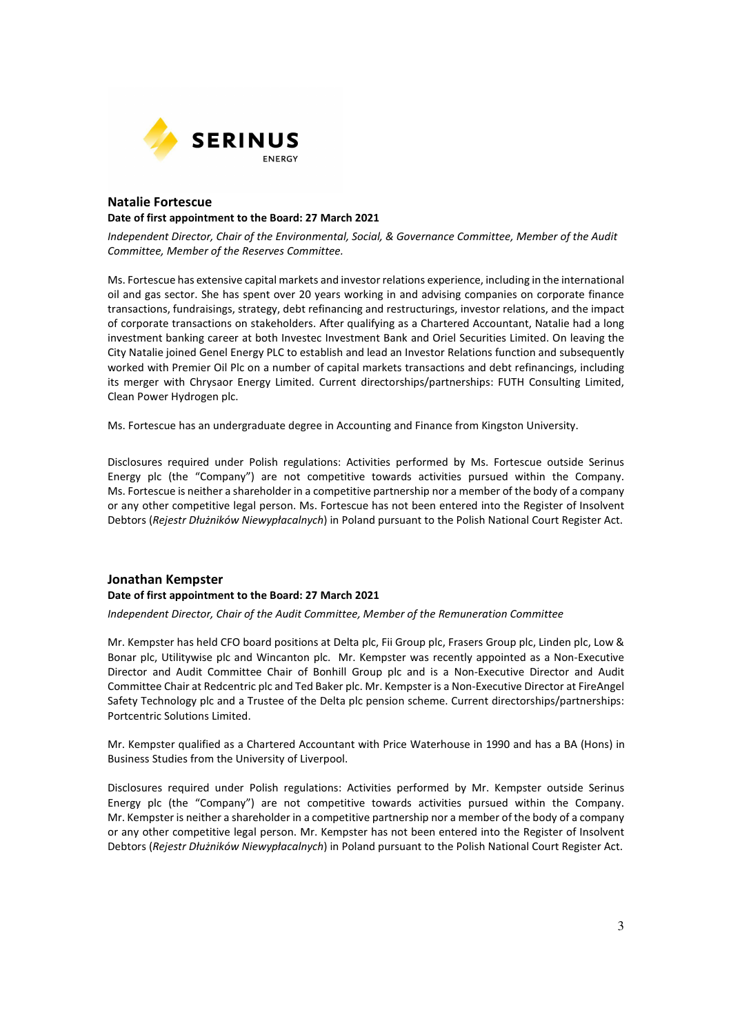## Natalie Fortescue

**Date of first appointment to the Board: 27 March 2021**

*Independent Director, Chair of the Environmental, Social, & Governance Committee, Member of the Audit Committee, Member of the Reserves Committee.*

Ms. Fortescue has extensive capital markets and investor relations experience, including in the international oil and gas sector. She has spent over 20 years working in and advising companies on corporate finance transactions, fundraisings, strategy, debt refinancing and restructurings, investor relations, and the impact of corporate transactions on stakeholders. After qualifying as a Chartered Accountant, Natalie had a long investment banking career at both Investec Investment Bank and Oriel Securities Limited. On leaving the City Natalie joined Genel Energy PLC to establish and lead an Investor Relations function and subsequently worked with Premier Oil Plc on a number of capital markets transactions and debt refinancings, including its merger with Chrysaor Energy Limited. Current directorships/partnerships: FUTH Consulting Limited, Clean Power Hydrogen plc.

Ms. Fortescue has an undergraduate degree in Accounting and Finance from Kingston University.

Disclosures required under Polish regulations: Activities performed by Ms. Fortescue outside Serinus Energy plc (the "Company") are not competitive towards activities pursued within the Company. Ms. Fortescue is neither a shareholder in a competitive partnership nor a member of the body of a company or any other competitive legal person. Ms. Fortescue has not been entered into the Register of Insolvent Debtors (*Rejestr Dłużników Niewypłacalnych*) in Poland pursuant to the Polish National Court Register Act.

## Jonathan Kempster

**Date of first appointment to the Board: 27 March 2021**

*Independent Director, Chair of the Audit Committee, Member of the Remuneration Committee*

Mr. Kempster has held CFO board positions at Delta plc, Fii Group plc, Frasers Group plc, Linden plc, Low & Bonar plc, Utilitywise plc and Wincanton plc. Mr. Kempster was recently appointed as a Non-Executive Director and Audit Committee Chair of Bonhill Group plc and is a Non-Executive Director and Audit Committee Chair at Redcentric plc and Ted Baker plc. Mr. Kempster is a Non-Executive Director at FireAngel Safety Technology plc and a Trustee of the Delta plc pension scheme. Current directorships/partnerships: Portcentric Solutions Limited.

Mr. Kempster qualified as a Chartered Accountant with Price Waterhouse in 1990 and has a BA (Hons) in Business Studies from the University of Liverpool.

Disclosures required under Polish regulations: Activities performed by Mr. Kempster outside Serinus Energy plc (the "Company") are not competitive towards activities pursued within the Company. Mr. Kempster is neither a shareholder in a competitive partnership nor a member of the body of a company or any other competitive legal person. Mr. Kempster has not been entered into the Register of Insolvent Debtors (*Rejestr Dłużników Niewypłacalnych*) in Poland pursuant to the Polish National Court Register Act.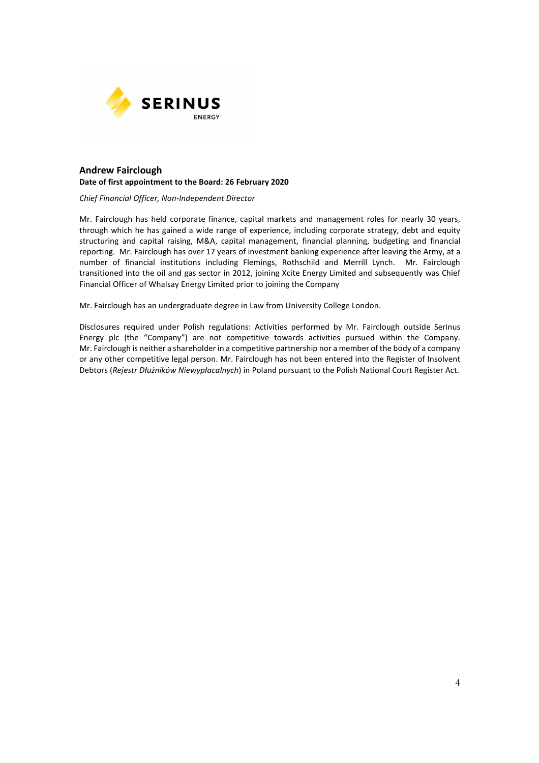## Andrew Fairclough

**Date of first appointment to the Board: 26 February 2020**

*Chief Financial Officer, Non-Independent Director*

Mr. Fairclough has held corporate finance, capital markets and management roles for nearly 30 years, through which he has gained a wide range of experience, including corporate strategy, debt and equity structuring and capital raising, M&A, capital management, financial planning, budgeting and financial reporting. Mr. Fairclough has over 17 years of investment banking experience after leaving the Army, at a number of financial institutions including Flemings, Rothschild and Merrill Lynch. Mr. Fairclough transitioned into the oil and gas sector in 2012, joining Xcite Energy Limited and subsequently was Chief Financial Officer of Whalsay Energy Limited prior to joining the Company

Mr. Fairclough has an undergraduate degree in Law from University College London.

Disclosures required under Polish regulations: Activities performed by Mr. Fairclough outside Serinus Energy plc (the "Company") are not competitive towards activities pursued within the Company. Mr. Fairclough is neither a shareholder in a competitive partnership nor a member of the body of a company or any other competitive legal person. Mr. Fairclough has not been entered into the Register of Insolvent Debtors (*Rejestr Dłużników Niewypłacalnych*) in Poland pursuant to the Polish National Court Register Act.